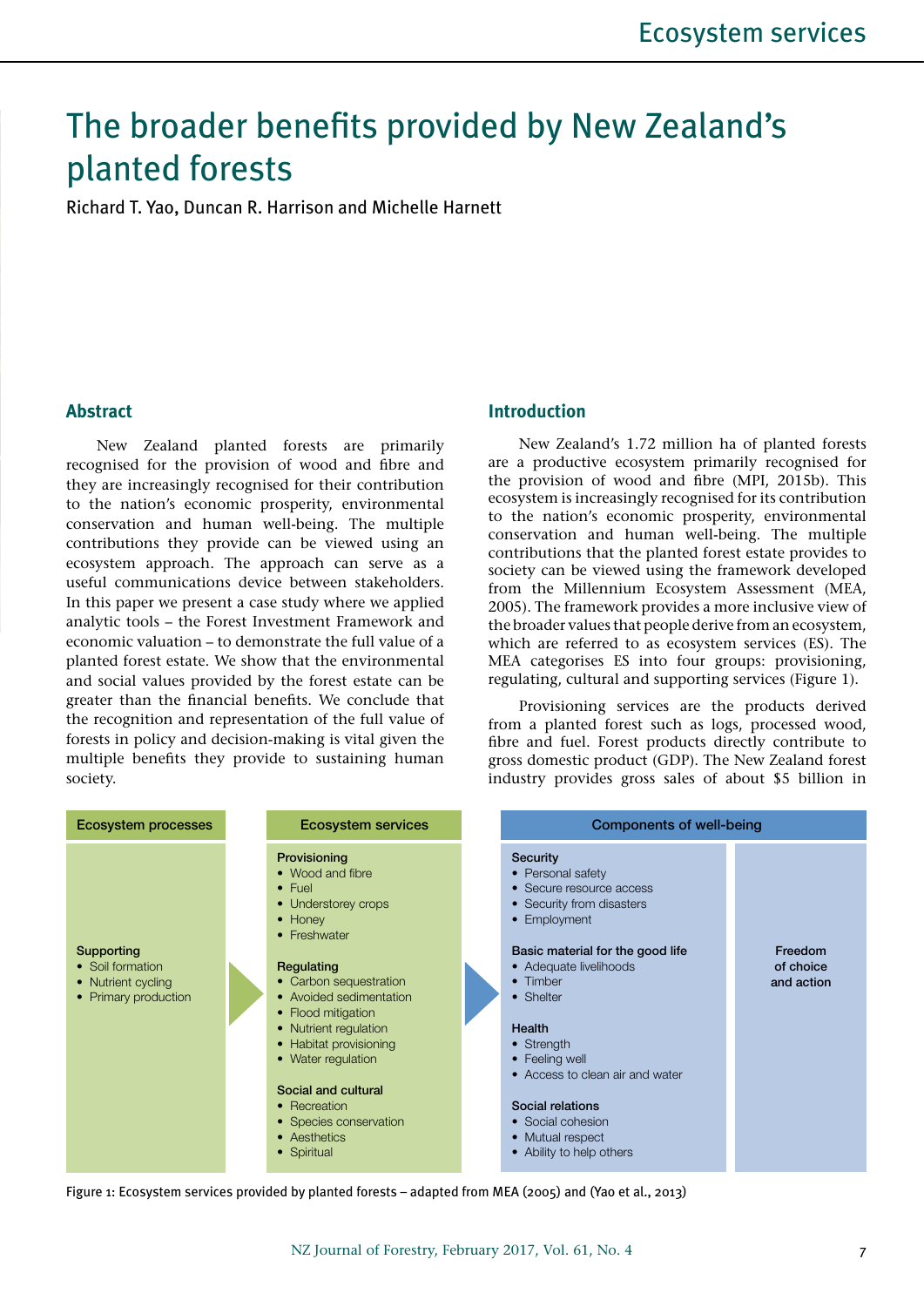# The broader benefits provided by New Zealand's planted forests

Richard T. Yao, Duncan R. Harrison and Michelle Harnett

## Abstract

New Zealand planted forests are primarily recognised for the provision of wood and fibre and they are increasingly recognised for their contribution to the nation's economic prosperity, environmental conservation and human well-being. The multiple contributions they provide can be viewed using an ecosystem approach. The approach can serve as a useful communications device between stakeholders. In this paper we present a case study where we applied analytic tools – the Forest Investment Framework and economic valuation – to demonstrate the full value of a planted forest estate. We show that the environmental and social values provided by the forest estate can be greater than the financial benefits. We conclude that the recognition and representation of the full value of forests in policy and decision-making is vital given the multiple benefits they provide to sustaining human society.

## Introduction

New Zealand's 1.72 million ha of planted forests are a productive ecosystem primarily recognised for the provision of wood and fibre (MPI, 2015b). This ecosystem is increasingly recognised for its contribution to the nation's economic prosperity, environmental conservation and human well-being. The multiple contributions that the planted forest estate provides to society can be viewed using the framework developed from the Millennium Ecosystem Assessment (MEA, 2005). The framework provides a more inclusive view of the broader values that people derive from an ecosystem, which are referred to as ecosystem services (ES). The MEA categorises ES into four groups: provisioning, regulating, cultural and supporting services (Figure 1).

Provisioning services are the products derived from a planted forest such as logs, processed wood, fibre and fuel. Forest products directly contribute to gross domestic product (GDP). The New Zealand forest industry provides gross sales of about $5 billion in

| Ecosystem processes | Ecosystem services | Components of well-being | |
|---|---|---|---|
| **Supporting**<br>• Soil formation<br>• Nutrient cycling<br>• Primary production | **Provisioning**<br>• Wood and fibre<br>• Fuel<br>• Understorey crops<br>• Honey<br>• Freshwater<br><br>**Regulating**<br>• Carbon sequestration<br>• Avoided sedimentation<br>• Flood mitigation<br>• Nutrient regulation<br>• Habitat provisioning<br>• Water regulation<br><br>**Social and cultural**<br>• Recreation<br>• Species conservation<br>• Aesthetics<br>• Spiritual | **Security**<br>• Personal safety<br>• Secure resource access<br>• Security from disasters<br>• Employment<br><br>**Basic material for the good life**<br>• Adequate livelihoods<br>• Timber<br>• Shelter<br><br>**Health**<br>• Strength<br>• Feeling well<br>• Access to clean air and water<br><br>**Social relations**<br>• Social cohesion<br>• Mutual respect<br>• Ability to help others | Freedom of choice and action |

Figure 1: Ecosystem services provided by planted forests – adapted from MEA (2005) and (Yao et al., 2013)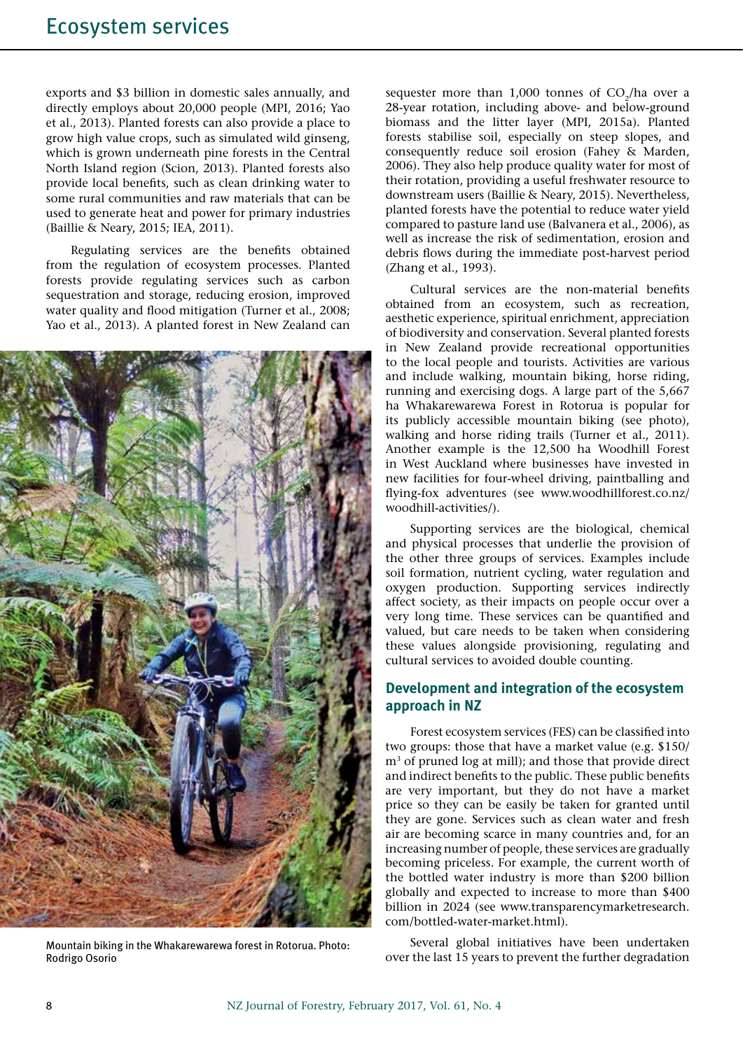exports and $3 billion in domestic sales annually, and directly employs about 20,000 people (MPI, 2016; Yao et al., 2013). Planted forests can also provide a place to grow high value crops, such as simulated wild ginseng, which is grown underneath pine forests in the Central North Island region (Scion, 2013). Planted forests also provide local benefits, such as clean drinking water to some rural communities and raw materials that can be used to generate heat and power for primary industries (Baillie & Neary, 2015; IEA, 2011).

Regulating services are the benefits obtained from the regulation of ecosystem processes. Planted forests provide regulating services such as carbon sequestration and storage, reducing erosion, improved water quality and flood mitigation (Turner et al., 2008; Yao et al., 2013). A planted forest in New Zealand can sequester more than 1,000 tonnes of $CO_2$/ha over a 28-year rotation, including above- and below-ground biomass and the litter layer (MPI, 2015a). Planted forests stabilise soil, especially on steep slopes, and consequently reduce soil erosion (Fahey & Marden, 2006). They also help produce quality water for most of their rotation, providing a useful freshwater resource to downstream users (Baillie & Neary, 2015). Nevertheless, planted forests have the potential to reduce water yield compared to pasture land use (Balvanera et al., 2006), as well as increase the risk of sedimentation, erosion and debris flows during the immediate post-harvest period (Zhang et al., 1993).

Mountain biking in the Whakarewarewa forest in Rotorua. Photo: Rodrigo Osorio

Cultural services are the non-material benefits obtained from an ecosystem, such as recreation, aesthetic experience, spiritual enrichment, appreciation of biodiversity and conservation. Several planted forests in New Zealand provide recreational opportunities to the local people and tourists. Activities are various and include walking, mountain biking, horse riding, running and exercising dogs. A large part of the 5,667 ha Whakarewarewa Forest in Rotorua is popular for its publicly accessible mountain biking (see photo), walking and horse riding trails (Turner et al., 2011). Another example is the 12,500 ha Woodhill Forest in West Auckland where businesses have invested in new facilities for four-wheel driving, paintballing and flying-fox adventures (see www.woodhillforest.co.nz/woodhill-activities/).

Supporting services are the biological, chemical and physical processes that underlie the provision of the other three groups of services. Examples include soil formation, nutrient cycling, water regulation and oxygen production. Supporting services indirectly affect society, as their impacts on people occur over a very long time. These services can be quantified and valued, but care needs to be taken when considering these values alongside provisioning, regulating and cultural services to avoided double counting.

## Development and integration of the ecosystem approach in NZ

Forest ecosystem services (FES) can be classified into two groups: those that have a market value (e.g. $150/m$^3$ of pruned log at mill); and those that provide direct and indirect benefits to the public. These public benefits are very important, but they do not have a market price so they can be easily be taken for granted until they are gone. Services such as clean water and fresh air are becoming scarce in many countries and, for an increasing number of people, these services are gradually becoming priceless. For example, the current worth of the bottled water industry is more than $200 billion globally and expected to increase to more than $400 billion in 2024 (see www.transparencymarketresearch.com/bottled-water-market.html).

Several global initiatives have been undertaken over the last 15 years to prevent the further degradation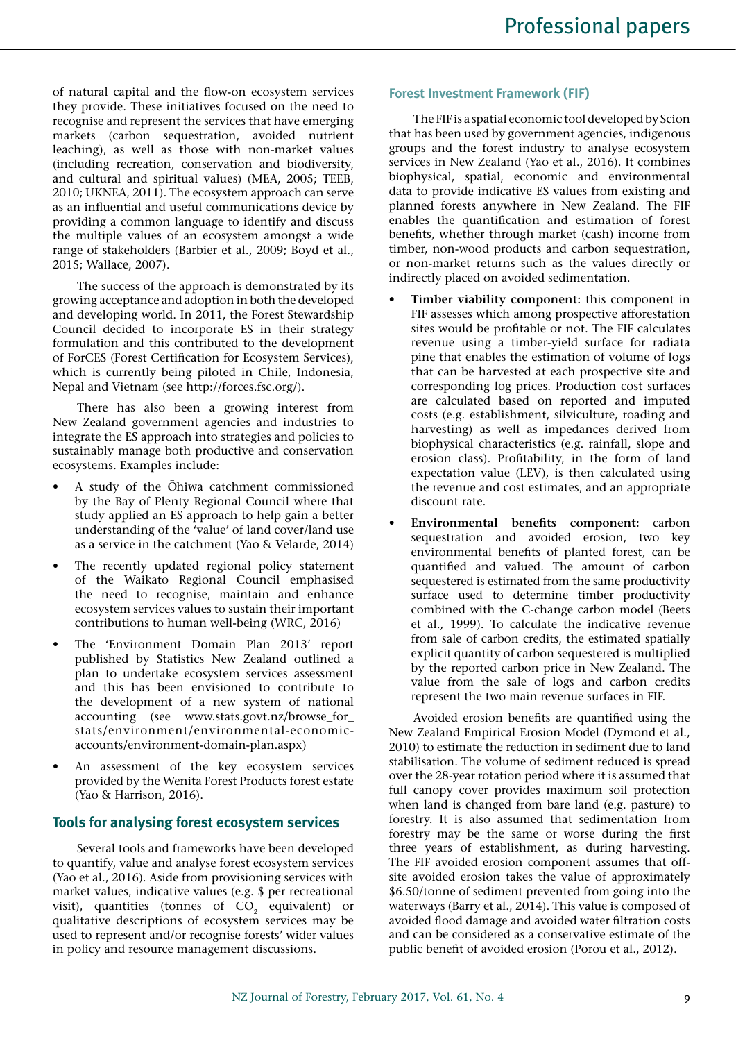of natural capital and the flow-on ecosystem services they provide. These initiatives focused on the need to recognise and represent the services that have emerging markets (carbon sequestration, avoided nutrient leaching), as well as those with non-market values (including recreation, conservation and biodiversity, and cultural and spiritual values) (MEA, 2005; TEEB, 2010; UKNEA, 2011). The ecosystem approach can serve as an influential and useful communications device by providing a common language to identify and discuss the multiple values of an ecosystem amongst a wide range of stakeholders (Barbier et al., 2009; Boyd et al., 2015; Wallace, 2007).

The success of the approach is demonstrated by its growing acceptance and adoption in both the developed and developing world. In 2011, the Forest Stewardship Council decided to incorporate ES in their strategy formulation and this contributed to the development of ForCES (Forest Certification for Ecosystem Services), which is currently being piloted in Chile, Indonesia, Nepal and Vietnam (see http://forces.fsc.org/).

There has also been a growing interest from New Zealand government agencies and industries to integrate the ES approach into strategies and policies to sustainably manage both productive and conservation ecosystems. Examples include:

- A study of the Ōhiwa catchment commissioned by the Bay of Plenty Regional Council where that study applied an ES approach to help gain a better understanding of the 'value' of land cover/land use as a service in the catchment (Yao & Velarde, 2014)
- The recently updated regional policy statement of the Waikato Regional Council emphasised the need to recognise, maintain and enhance ecosystem services values to sustain their important contributions to human well-being (WRC, 2016)
- The 'Environment Domain Plan 2013' report published by Statistics New Zealand outlined a plan to undertake ecosystem services assessment and this has been envisioned to contribute to the development of a new system of national accounting (see www.stats.govt.nz/browse_for_stats/environment/environmental-economic-accounts/environment-domain-plan.aspx)
- An assessment of the key ecosystem services provided by the Wenita Forest Products forest estate (Yao & Harrison, 2016).

## Tools for analysing forest ecosystem services

Several tools and frameworks have been developed to quantify, value and analyse forest ecosystem services (Yao et al., 2016). Aside from provisioning services with market values, indicative values (e.g. $ per recreational visit), quantities (tonnes of $CO_2$ equivalent) or qualitative descriptions of ecosystem services may be used to represent and/or recognise forests' wider values in policy and resource management discussions.

### Forest Investment Framework (FIF)

The FIF is a spatial economic tool developed by Scion that has been used by government agencies, indigenous groups and the forest industry to analyse ecosystem services in New Zealand (Yao et al., 2016). It combines biophysical, spatial, economic and environmental data to provide indicative ES values from existing and planned forests anywhere in New Zealand. The FIF enables the quantification and estimation of forest benefits, whether through market (cash) income from timber, non-wood products and carbon sequestration, or non-market returns such as the values directly or indirectly placed on avoided sedimentation.

- **Timber viability component:** this component in FIF assesses which among prospective afforestation sites would be profitable or not. The FIF calculates revenue using a timber-yield surface for radiata pine that enables the estimation of volume of logs that can be harvested at each prospective site and corresponding log prices. Production cost surfaces are calculated based on reported and imputed costs (e.g. establishment, silviculture, roading and harvesting) as well as impedances derived from biophysical characteristics (e.g. rainfall, slope and erosion class). Profitability, in the form of land expectation value (LEV), is then calculated using the revenue and cost estimates, and an appropriate discount rate.
- **Environmental benefits component:** carbon sequestration and avoided erosion, two key environmental benefits of planted forest, can be quantified and valued. The amount of carbon sequestered is estimated from the same productivity surface used to determine timber productivity combined with the C-change carbon model (Beets et al., 1999). To calculate the indicative revenue from sale of carbon credits, the estimated spatially explicit quantity of carbon sequestered is multiplied by the reported carbon price in New Zealand. The value from the sale of logs and carbon credits represent the two main revenue surfaces in FIF.

Avoided erosion benefits are quantified using the New Zealand Empirical Erosion Model (Dymond et al., 2010) to estimate the reduction in sediment due to land stabilisation. The volume of sediment reduced is spread over the 28-year rotation period where it is assumed that full canopy cover provides maximum soil protection when land is changed from bare land (e.g. pasture) to forestry. It is also assumed that sedimentation from forestry may be the same or worse during the first three years of establishment, as during harvesting. The FIF avoided erosion component assumes that off-site avoided erosion takes the value of approximately $6.50/tonne of sediment prevented from going into the waterways (Barry et al., 2014). This value is composed of avoided flood damage and avoided water filtration costs and can be considered as a conservative estimate of the public benefit of avoided erosion (Porou et al., 2012).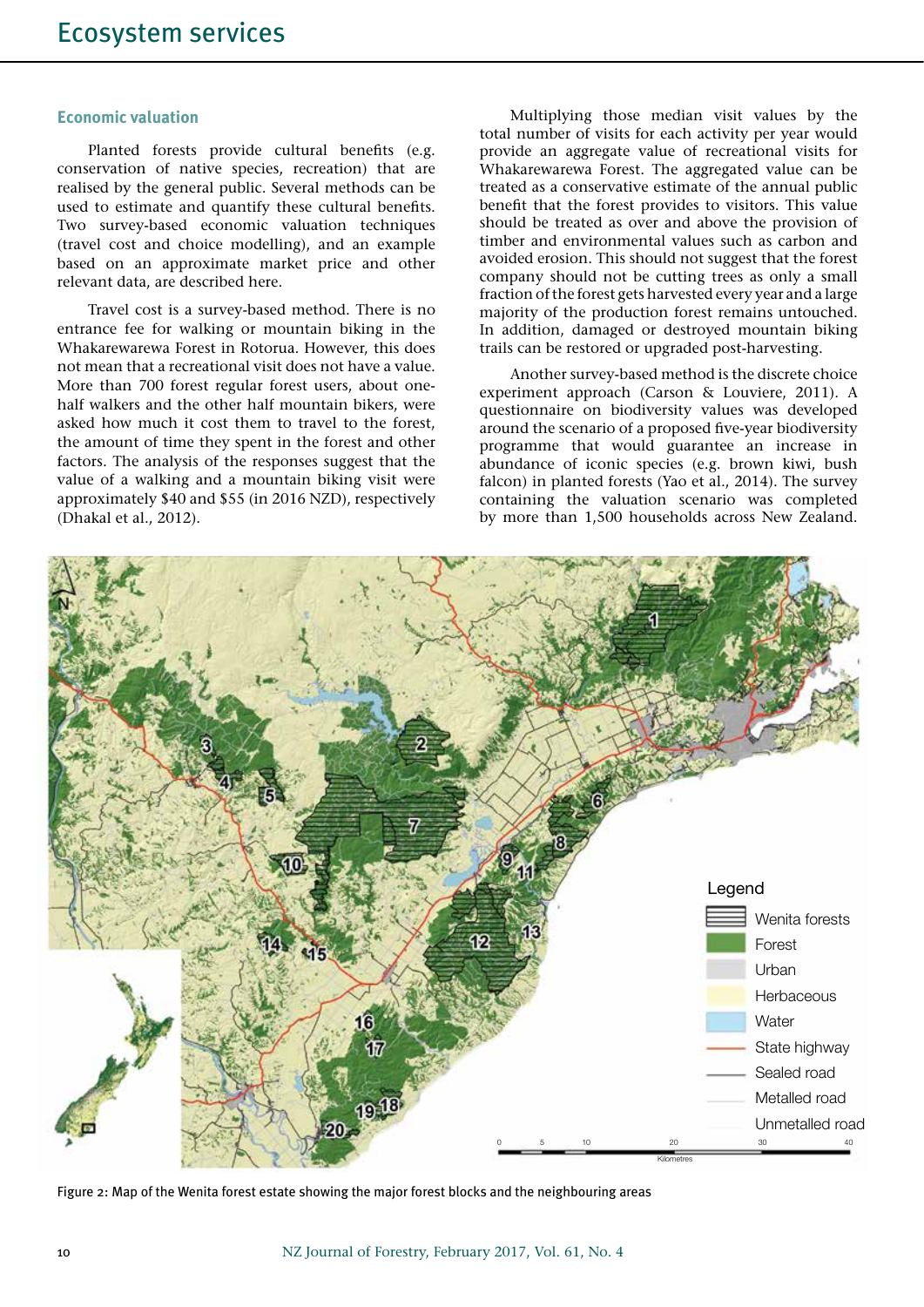### Economic valuation

Planted forests provide cultural benefits (e.g. conservation of native species, recreation) that are realised by the general public. Several methods can be used to estimate and quantify these cultural benefits. Two survey-based economic valuation techniques (travel cost and choice modelling), and an example based on an approximate market price and other relevant data, are described here.

Travel cost is a survey-based method. There is no entrance fee for walking or mountain biking in the Whakarewarewa Forest in Rotorua. However, this does not mean that a recreational visit does not have a value. More than 700 forest regular forest users, about one-half walkers and the other half mountain bikers, were asked how much it cost them to travel to the forest, the amount of time they spent in the forest and other factors. The analysis of the responses suggest that the value of a walking and a mountain biking visit were approximately $40 and $55 (in 2016 NZD), respectively (Dhakal et al., 2012).

Multiplying those median visit values by the total number of visits for each activity per year would provide an aggregate value of recreational visits for Whakarewarewa Forest. The aggregated value can be treated as a conservative estimate of the annual public benefit that the forest provides to visitors. This value should be treated as over and above the provision of timber and environmental values such as carbon and avoided erosion. This should not suggest that the forest company should not be cutting trees as only a small fraction of the forest gets harvested every year and a large majority of the production forest remains untouched. In addition, damaged or destroyed mountain biking trails can be restored or upgraded post-harvesting.

Another survey-based method is the discrete choice experiment approach (Carson & Louviere, 2011). A questionnaire on biodiversity values was developed around the scenario of a proposed five-year biodiversity programme that would guarantee an increase in abundance of iconic species (e.g. brown kiwi, bush falcon) in planted forests (Yao et al., 2014). The survey containing the valuation scenario was completed by more than 1,500 households across New Zealand.

Figure 2: Map of the Wenita forest estate showing the major forest blocks and the neighbouring areas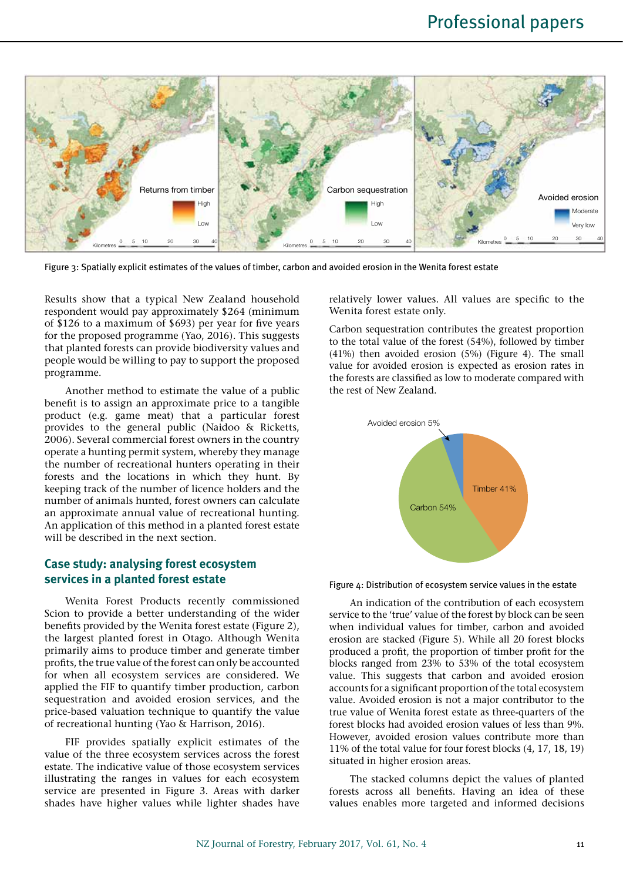Figure 3: Spatially explicit estimates of the values of timber, carbon and avoided erosion in the Wenita forest estate

Results show that a typical New Zealand household respondent would pay approximately $264 (minimum of $126 to a maximum of $693) per year for five years for the proposed programme (Yao, 2016). This suggests that planted forests can provide biodiversity values and people would be willing to pay to support the proposed programme.

Another method to estimate the value of a public benefit is to assign an approximate price to a tangible product (e.g. game meat) that a particular forest provides to the general public (Naidoo & Ricketts, 2006). Several commercial forest owners in the country operate a hunting permit system, whereby they manage the number of recreational hunters operating in their forests and the locations in which they hunt. By keeping track of the number of licence holders and the number of animals hunted, forest owners can calculate an approximate annual value of recreational hunting. An application of this method in a planted forest estate will be described in the next section.

## Case study: analysing forest ecosystem services in a planted forest estate

Wenita Forest Products recently commissioned Scion to provide a better understanding of the wider benefits provided by the Wenita forest estate (Figure 2), the largest planted forest in Otago. Although Wenita primarily aims to produce timber and generate timber profits, the true value of the forest can only be accounted for when all ecosystem services are considered. We applied the FIF to quantify timber production, carbon sequestration and avoided erosion services, and the price-based valuation technique to quantify the value of recreational hunting (Yao & Harrison, 2016).

FIF provides spatially explicit estimates of the value of the three ecosystem services across the forest estate. The indicative value of those ecosystem services illustrating the ranges in values for each ecosystem service are presented in Figure 3. Areas with darker shades have higher values while lighter shades have relatively lower values. All values are specific to the Wenita forest estate only.

Carbon sequestration contributes the greatest proportion to the total value of the forest (54%), followed by timber (41%) then avoided erosion (5%) (Figure 4). The small value for avoided erosion is expected as erosion rates in the forests are classified as low to moderate compared with the rest of New Zealand.

Figure 4: Distribution of ecosystem service values in the estate

An indication of the contribution of each ecosystem service to the 'true' value of the forest by block can be seen when individual values for timber, carbon and avoided erosion are stacked (Figure 5). While all 20 forest blocks produced a profit, the proportion of timber profit for the blocks ranged from 23% to 53% of the total ecosystem value. This suggests that carbon and avoided erosion accounts for a significant proportion of the total ecosystem value. Avoided erosion is not a major contributor to the true value of Wenita forest estate as three-quarters of the forest blocks had avoided erosion values of less than 9%. However, avoided erosion values contribute more than 11% of the total value for four forest blocks (4, 17, 18, 19) situated in higher erosion areas.

The stacked columns depict the values of planted forests across all benefits. Having an idea of these values enables more targeted and informed decisions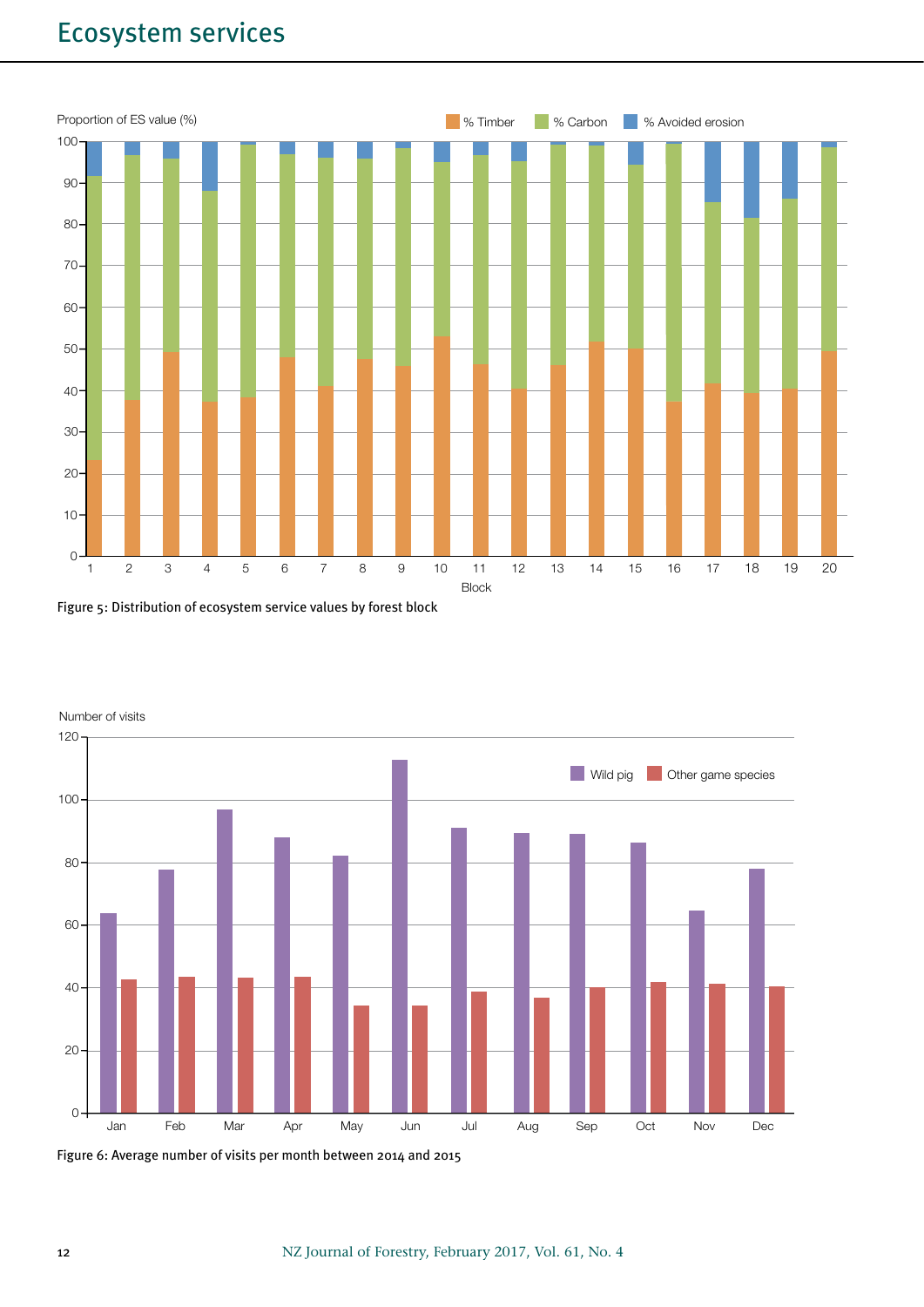Figure 5: Distribution of ecosystem service values by forest block

Figure 6: Average number of visits per month between 2014 and 2015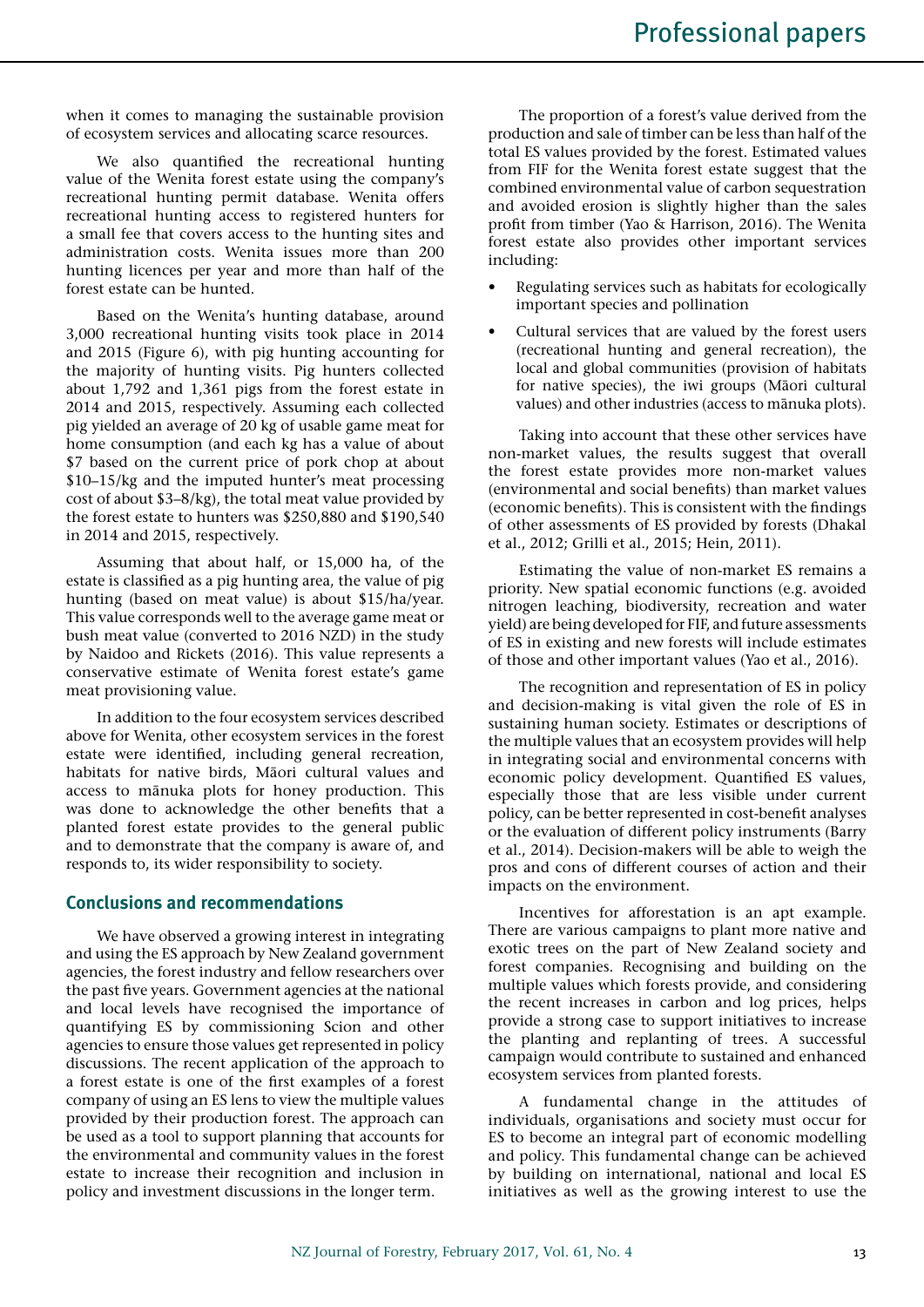when it comes to managing the sustainable provision of ecosystem services and allocating scarce resources.

We also quantified the recreational hunting value of the Wenita forest estate using the company's recreational hunting permit database. Wenita offers recreational hunting access to registered hunters for a small fee that covers access to the hunting sites and administration costs. Wenita issues more than 200 hunting licences per year and more than half of the forest estate can be hunted.

Based on the Wenita's hunting database, around 3,000 recreational hunting visits took place in 2014 and 2015 (Figure 6), with pig hunting accounting for the majority of hunting visits. Pig hunters collected about 1,792 and 1,361 pigs from the forest estate in 2014 and 2015, respectively. Assuming each collected pig yielded an average of 20 kg of usable game meat for home consumption (and each kg has a value of about $7 based on the current price of pork chop at about $10–15/kg and the imputed hunter's meat processing cost of about $3–8/kg), the total meat value provided by the forest estate to hunters was $250,880 and $190,540 in 2014 and 2015, respectively.

Assuming that about half, or 15,000 ha, of the estate is classified as a pig hunting area, the value of pig hunting (based on meat value) is about $15/ha/year. This value corresponds well to the average game meat or bush meat value (converted to 2016 NZD) in the study by Naidoo and Rickets (2016). This value represents a conservative estimate of Wenita forest estate's game meat provisioning value.

In addition to the four ecosystem services described above for Wenita, other ecosystem services in the forest estate were identified, including general recreation, habitats for native birds, Māori cultural values and access to mānuka plots for honey production. This was done to acknowledge the other benefits that a planted forest estate provides to the general public and to demonstrate that the company is aware of, and responds to, its wider responsibility to society.

## Conclusions and recommendations

We have observed a growing interest in integrating and using the ES approach by New Zealand government agencies, the forest industry and fellow researchers over the past five years. Government agencies at the national and local levels have recognised the importance of quantifying ES by commissioning Scion and other agencies to ensure those values get represented in policy discussions. The recent application of the approach to a forest estate is one of the first examples of a forest company of using an ES lens to view the multiple values provided by their production forest. The approach can be used as a tool to support planning that accounts for the environmental and community values in the forest estate to increase their recognition and inclusion in policy and investment discussions in the longer term.

The proportion of a forest's value derived from the production and sale of timber can be less than half of the total ES values provided by the forest. Estimated values from FIF for the Wenita forest estate suggest that the combined environmental value of carbon sequestration and avoided erosion is slightly higher than the sales profit from timber (Yao & Harrison, 2016). The Wenita forest estate also provides other important services including:

- Regulating services such as habitats for ecologically important species and pollination
- Cultural services that are valued by the forest users (recreational hunting and general recreation), the local and global communities (provision of habitats for native species), the iwi groups (Māori cultural values) and other industries (access to mānuka plots).

Taking into account that these other services have non-market values, the results suggest that overall the forest estate provides more non-market values (environmental and social benefits) than market values (economic benefits). This is consistent with the findings of other assessments of ES provided by forests (Dhakal et al., 2012; Grilli et al., 2015; Hein, 2011).

Estimating the value of non-market ES remains a priority. New spatial economic functions (e.g. avoided nitrogen leaching, biodiversity, recreation and water yield) are being developed for FIF, and future assessments of ES in existing and new forests will include estimates of those and other important values (Yao et al., 2016).

The recognition and representation of ES in policy and decision-making is vital given the role of ES in sustaining human society. Estimates or descriptions of the multiple values that an ecosystem provides will help in integrating social and environmental concerns with economic policy development. Quantified ES values, especially those that are less visible under current policy, can be better represented in cost-benefit analyses or the evaluation of different policy instruments (Barry et al., 2014). Decision-makers will be able to weigh the pros and cons of different courses of action and their impacts on the environment.

Incentives for afforestation is an apt example. There are various campaigns to plant more native and exotic trees on the part of New Zealand society and forest companies. Recognising and building on the multiple values which forests provide, and considering the recent increases in carbon and log prices, helps provide a strong case to support initiatives to increase the planting and replanting of trees. A successful campaign would contribute to sustained and enhanced ecosystem services from planted forests.

A fundamental change in the attitudes of individuals, organisations and society must occur for ES to become an integral part of economic modelling and policy. This fundamental change can be achieved by building on international, national and local ES initiatives as well as the growing interest to use the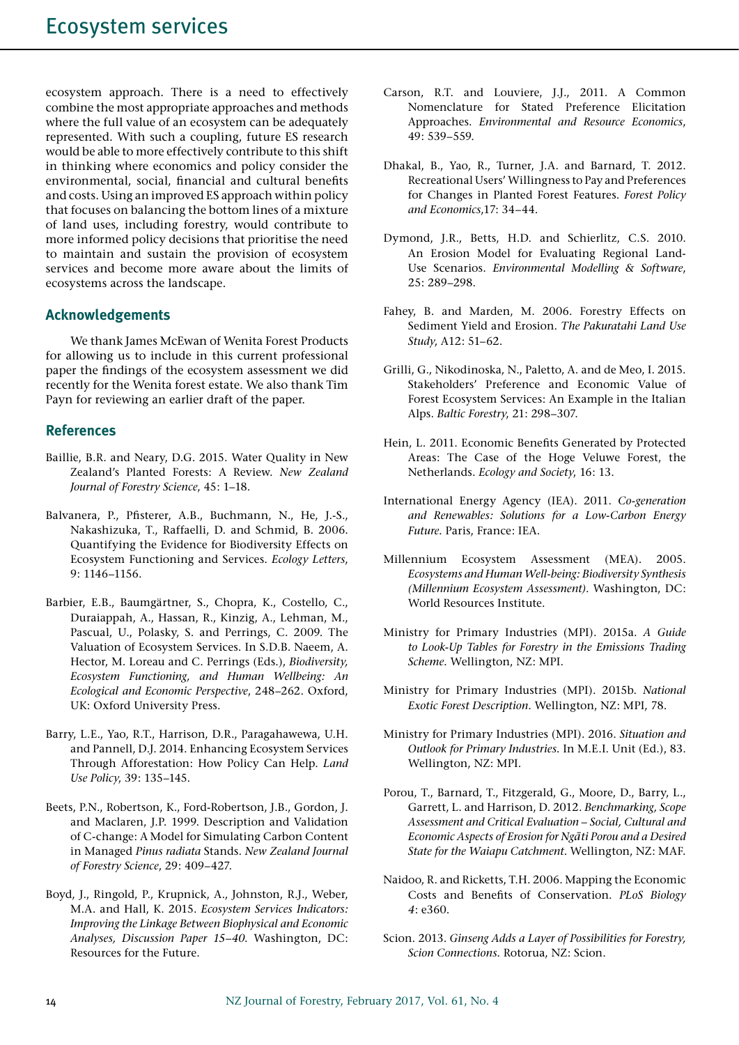ecosystem approach. There is a need to effectively combine the most appropriate approaches and methods where the full value of an ecosystem can be adequately represented. With such a coupling, future ES research would be able to more effectively contribute to this shift in thinking where economics and policy consider the environmental, social, financial and cultural benefits and costs. Using an improved ES approach within policy that focuses on balancing the bottom lines of a mixture of land uses, including forestry, would contribute to more informed policy decisions that prioritise the need to maintain and sustain the provision of ecosystem services and become more aware about the limits of ecosystems across the landscape.

## Acknowledgements

We thank James McEwan of Wenita Forest Products for allowing us to include in this current professional paper the findings of the ecosystem assessment we did recently for the Wenita forest estate. We also thank Tim Payn for reviewing an earlier draft of the paper.

## References

Baillie, B.R. and Neary, D.G. 2015. Water Quality in New Zealand's Planted Forests: A Review. *New Zealand Journal of Forestry Science*, 45: 1–18.

Balvanera, P., Pfisterer, A.B., Buchmann, N., He, J.-S., Nakashizuka, T., Raffaelli, D. and Schmid, B. 2006. Quantifying the Evidence for Biodiversity Effects on Ecosystem Functioning and Services. *Ecology Letters*, 9: 1146–1156.

Barbier, E.B., Baumgärtner, S., Chopra, K., Costello, C., Duraiappah, A., Hassan, R., Kinzig, A., Lehman, M., Pascual, U., Polasky, S. and Perrings, C. 2009. The Valuation of Ecosystem Services. In S.D.B. Naeem, A. Hector, M. Loreau and C. Perrings (Eds.), *Biodiversity, Ecosystem Functioning, and Human Wellbeing: An Ecological and Economic Perspective*, 248–262. Oxford, UK: Oxford University Press.

Barry, L.E., Yao, R.T., Harrison, D.R., Paragahawewa, U.H. and Pannell, D.J. 2014. Enhancing Ecosystem Services Through Afforestation: How Policy Can Help. *Land Use Policy*, 39: 135–145.

Beets, P.N., Robertson, K., Ford-Robertson, J.B., Gordon, J. and Maclaren, J.P. 1999. Description and Validation of C-change: A Model for Simulating Carbon Content in Managed *Pinus radiata* Stands. *New Zealand Journal of Forestry Science*, 29: 409–427.

Boyd, J., Ringold, P., Krupnick, A., Johnston, R.J., Weber, M.A. and Hall, K. 2015. *Ecosystem Services Indicators: Improving the Linkage Between Biophysical and Economic Analyses, Discussion Paper 15–40.* Washington, DC: Resources for the Future.

Carson, R.T. and Louviere, J.J., 2011. A Common Nomenclature for Stated Preference Elicitation Approaches. *Environmental and Resource Economics*, 49: 539–559.

Dhakal, B., Yao, R., Turner, J.A. and Barnard, T. 2012. Recreational Users' Willingness to Pay and Preferences for Changes in Planted Forest Features. *Forest Policy and Economics*,17: 34–44.

Dymond, J.R., Betts, H.D. and Schierlitz, C.S. 2010. An Erosion Model for Evaluating Regional Land-Use Scenarios. *Environmental Modelling & Software*, 25: 289–298.

Fahey, B. and Marden, M. 2006. Forestry Effects on Sediment Yield and Erosion. *The Pakuratahi Land Use Study*, A12: 51–62.

Grilli, G., Nikodinoska, N., Paletto, A. and de Meo, I. 2015. Stakeholders' Preference and Economic Value of Forest Ecosystem Services: An Example in the Italian Alps. *Baltic Forestry*, 21: 298–307.

Hein, L. 2011. Economic Benefits Generated by Protected Areas: The Case of the Hoge Veluwe Forest, the Netherlands. *Ecology and Society*, 16: 13.

International Energy Agency (IEA). 2011. *Co-generation and Renewables: Solutions for a Low-Carbon Energy Future.* Paris, France: IEA.

Millennium Ecosystem Assessment (MEA). 2005. *Ecosystems and Human Well-being: Biodiversity Synthesis (Millennium Ecosystem Assessment).* Washington, DC: World Resources Institute.

Ministry for Primary Industries (MPI). 2015a. *A Guide to Look-Up Tables for Forestry in the Emissions Trading Scheme.* Wellington, NZ: MPI.

Ministry for Primary Industries (MPI). 2015b. *National Exotic Forest Description.* Wellington, NZ: MPI, 78.

Ministry for Primary Industries (MPI). 2016. *Situation and Outlook for Primary Industries.* In M.E.I. Unit (Ed.), 83. Wellington, NZ: MPI.

Porou, T., Barnard, T., Fitzgerald, G., Moore, D., Barry, L., Garrett, L. and Harrison, D. 2012. *Benchmarking, Scope Assessment and Critical Evaluation – Social, Cultural and Economic Aspects of Erosion for Ngāti Porou and a Desired State for the Waiapu Catchment.* Wellington, NZ: MAF.

Naidoo, R. and Ricketts, T.H. 2006. Mapping the Economic Costs and Benefits of Conservation. *PLoS Biology 4*: e360.

Scion. 2013. *Ginseng Adds a Layer of Possibilities for Forestry, Scion Connections.* Rotorua, NZ: Scion.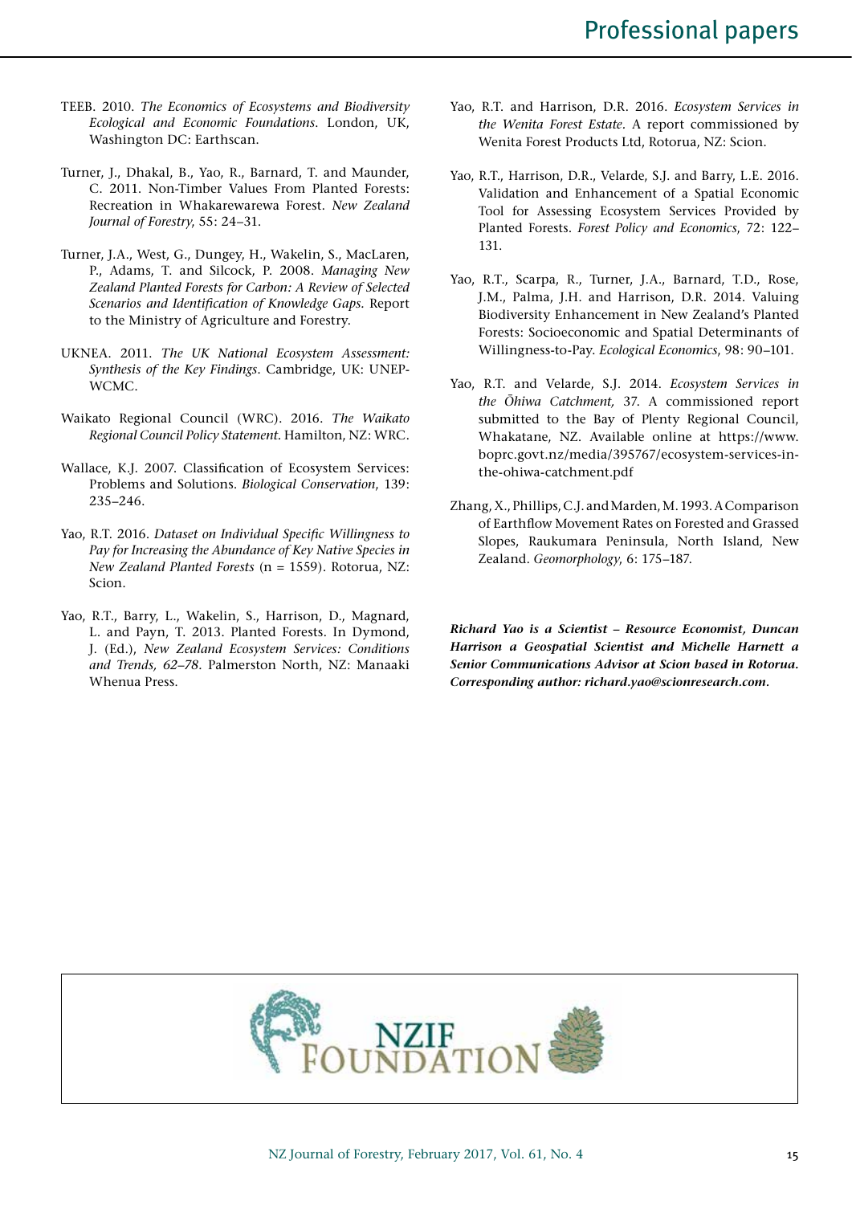TEEB. 2010. *The Economics of Ecosystems and Biodiversity Ecological and Economic Foundations*. London, UK, Washington DC: Earthscan.

Turner, J., Dhakal, B., Yao, R., Barnard, T. and Maunder, C. 2011. Non-Timber Values From Planted Forests: Recreation in Whakarewarewa Forest. *New Zealand Journal of Forestry*, 55: 24–31.

Turner, J.A., West, G., Dungey, H., Wakelin, S., MacLaren, P., Adams, T. and Silcock, P. 2008. *Managing New Zealand Planted Forests for Carbon: A Review of Selected Scenarios and Identification of Knowledge Gaps*. Report to the Ministry of Agriculture and Forestry.

UKNEA. 2011. *The UK National Ecosystem Assessment: Synthesis of the Key Findings*. Cambridge, UK: UNEP-WCMC.

Waikato Regional Council (WRC). 2016. *The Waikato Regional Council Policy Statement*. Hamilton, NZ: WRC.

Wallace, K.J. 2007. Classification of Ecosystem Services: Problems and Solutions. *Biological Conservation*, 139: 235–246.

Yao, R.T. 2016. *Dataset on Individual Specific Willingness to Pay for Increasing the Abundance of Key Native Species in New Zealand Planted Forests* (n = 1559). Rotorua, NZ: Scion.

Yao, R.T., Barry, L., Wakelin, S., Harrison, D., Magnard, L. and Payn, T. 2013. Planted Forests. In Dymond, J. (Ed.), *New Zealand Ecosystem Services: Conditions and Trends, 62–78*. Palmerston North, NZ: Manaaki Whenua Press.

Yao, R.T. and Harrison, D.R. 2016. *Ecosystem Services in the Wenita Forest Estate*. A report commissioned by Wenita Forest Products Ltd, Rotorua, NZ: Scion.

Yao, R.T., Harrison, D.R., Velarde, S.J. and Barry, L.E. 2016. Validation and Enhancement of a Spatial Economic Tool for Assessing Ecosystem Services Provided by Planted Forests. *Forest Policy and Economics*, 72: 122–131.

Yao, R.T., Scarpa, R., Turner, J.A., Barnard, T.D., Rose, J.M., Palma, J.H. and Harrison, D.R. 2014. Valuing Biodiversity Enhancement in New Zealand's Planted Forests: Socioeconomic and Spatial Determinants of Willingness-to-Pay. *Ecological Economics*, 98: 90–101.

Yao, R.T. and Velarde, S.J. 2014. *Ecosystem Services in the Ōhiwa Catchment,* 37. A commissioned report submitted to the Bay of Plenty Regional Council, Whakatane, NZ. Available online at https://www.boprc.govt.nz/media/395767/ecosystem-services-in-the-ohiwa-catchment.pdf

Zhang, X., Phillips, C.J. and Marden, M. 1993. A Comparison of Earthflow Movement Rates on Forested and Grassed Slopes, Raukumara Peninsula, North Island, New Zealand. *Geomorphology*, 6: 175–187.

***Richard Yao is a Scientist – Resource Economist, Duncan Harrison a Geospatial Scientist and Michelle Harnett a Senior Communications Advisor at Scion based in Rotorua. Corresponding author: richard.yao@scionresearch.com.***

NZIF FOUNDATION